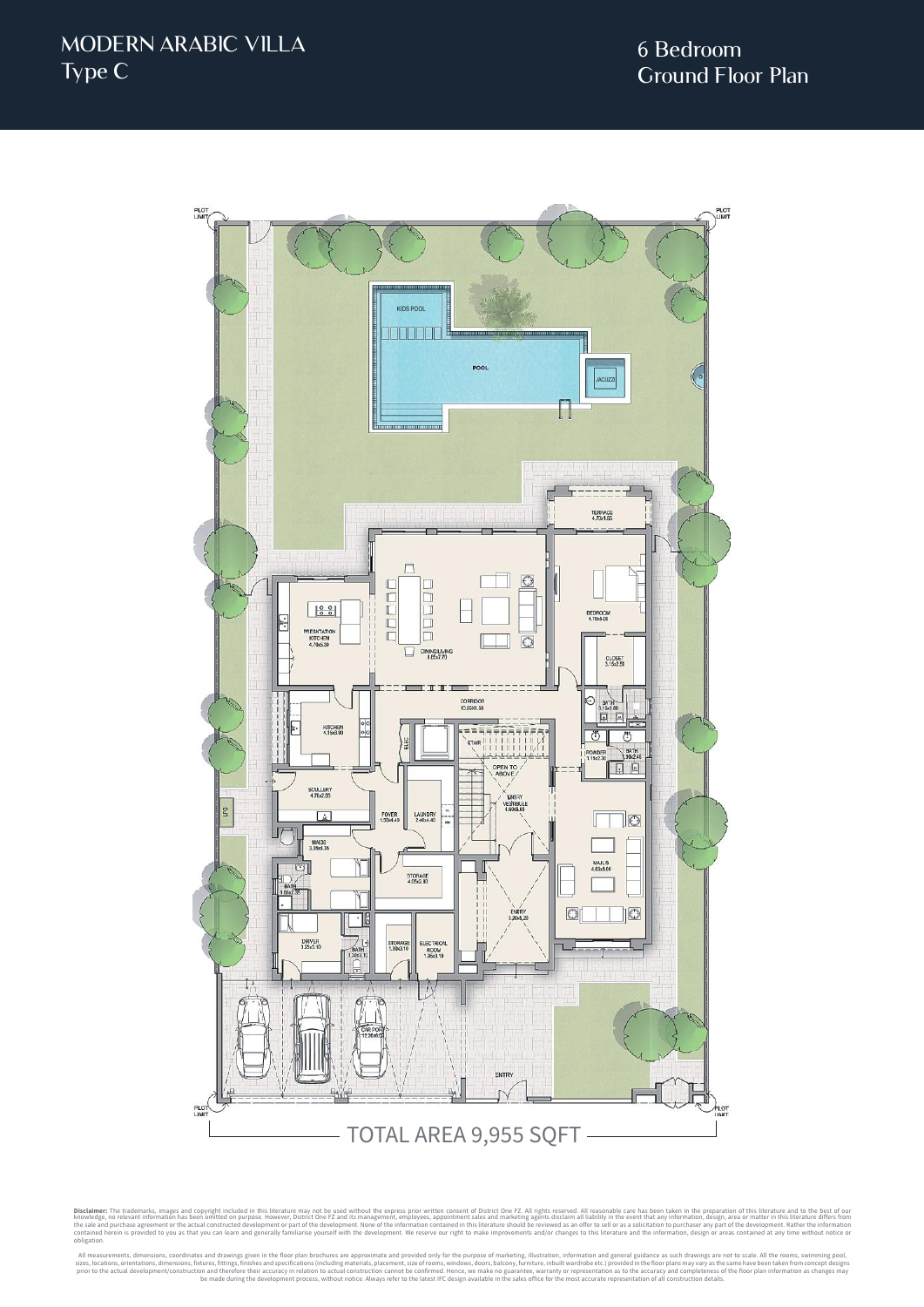# MODERN ARABIC VILLA
## Type C

## 6 Bedroom Ground Floor Plan

PLOT LIMIT

KIDS POOL

POOL

JACUZZI

TERRACE 4.70x1.55

PRESENTATION KITCHEN 4.70x5.30

DINING/LIVING 9.05x7.70

BEDROOM 4.70x5.00

CLOSET 3.15x2.50

CORRIDOR 10.55X1.50

BATH 3.15x1.80

KITCHEN 4.15x3.90

ELEC

STAIR

POWDER 3.15x2.30

BATH 1.90x2.45

OPEN TO ABOVE

ENTRY VESTIBULE 4.60x5.65

SCULLERY 4.70x2.65

FOYER 1.50x4.40

LAUNDRY 2.40x4.40

MAJLIS 4.65x8.00

LPG

MAIDS 3.35x4.35

STORAGE 4.05x2.80

BATH 1.65x2.35

ENTRY 3.20x6.20

DRIVER 3.25x3.10

BATH 1.30x3.10

STORAGE 1.80x3.10

ELECTRICAL ROOM 1.95x3.10

CAR PORT 12.30x6.00

ENTRY

TOTAL AREA 9,955 SQFT

**Disclaimer:** The trademarks, images and copyright included in this literature may not be used without the express prior written consent of District One FZ. All rights reserved. All reasonable care has been taken in the preparation of this literature and to the best of our knowledge, no relevant information has been omitted on purpose. However, District One FZ and its management, employees, appointment sales and marketing agents disclaim all liability in the event that any information, design, area or matter in this literature differs from the sale and purchase agreement or the actual constructed development or part of the development. None of the information contained in this literature should be reviewed as an offer to sell or as a solicitation to purchaser any part of the development. Rather the information contained herein is provided to you as that you can learn and generally familiarise yourself with the development. We reserve our right to make improvements and/or changes to this literature and the information, design or areas contained at any time without notice or obligation.

All measurements, dimensions, coordinates and drawings given in the floor plan brochures are approximate and provided only for the purpose of marketing, illustration, information and general guidance as such drawings are not to scale. All the rooms, swimming pool, sizes, locations, orientations, dimensions, fixtures, fittings, finishes and specifications (including materials, placement, size of rooms, windows, doors, balcony, furniture, inbuilt wardrobe etc.) provided in the floor plans may vary as the same have been taken from concept designs prior to the actual development/construction and therefore their accuracy in relation to actual construction cannot be confirmed. Hence, we make no guarantee, warranty or representation as to the accuracy and completeness of the floor plan information as changes may be made during the development process, without notice. Always refer to the latest IFC design available in the sales office for the most accurate representation of all construction details.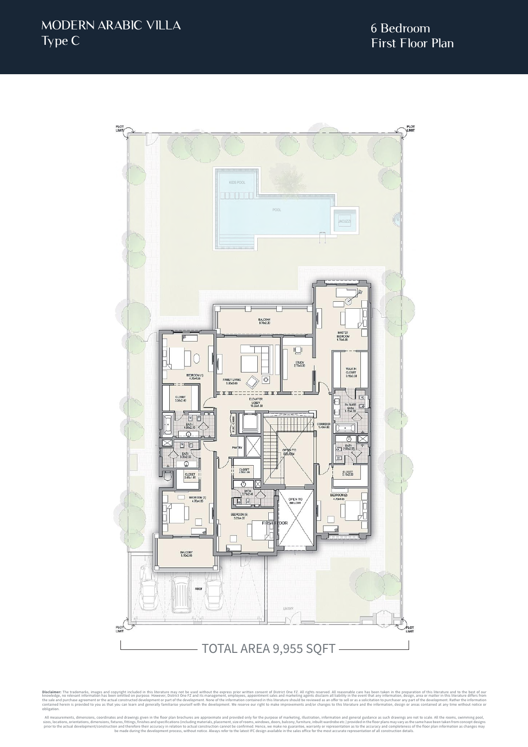# MODERN ARABIC VILLA
## Type C

## 6 Bedroom
## First Floor Plan

PLOT LIMIT

KIDS POOL

POOL

JACUZZI

BALCONY 8.76x2.30

MASTER BEDROOM 4.76x6.85

BEDROOM (1) 4.70x4.55

FAMILY LIVING 5.85x5.60

STUDY 2.75x5.00

WALK IN CLOSET 3.15x3.30

CLOSET 3.34x2.40

ELEVATOR LOBBY 16.55x1.50

EN SUITE BATH 3.15x4.00

BATH 4.00x2.10

CORRIDOR 1.40x4.80

PANTRY

OPEN TO BELOW

BATH 2.56x2.55

BATH 3.35x2.55

CLOSET 2.05x1.85

CLOSET 2.55x1.80

CLOSET 3.15x2.00

BEDROOM (3) 4.70x4.85

BATH 2.75x2.40

BEDROOM (2) 4.70x4.65

OPEN TO BELOW

BEDROOM (5) 5.20x4.00

FIRST FLOOR

BALCONY 5.10x2.65

ROOF

ENTRY

TOTAL AREA 9,955 SQFT

**Disclaimer:** The trademarks, images and copyright included in this literature may not be used without the express prior written consent of District One FZ. All rights reserved. All reasonable care has been taken in the preparation of this literature and to the best of our knowledge, no relevant information has been omitted on purpose. However, District One FZ and its management, employees, appointment sales and marketing agents disclaims all liability in the event that any information, design, area or matter in this literature differs from the sale and purchase agreement or the actual constructed development or part of the development. None of the information contained in this literature should be reviewed as an offer to sell or as a solicitation to purchaser any part of the development. Rather the information contained herein is provided to you as that you can learn and generally familiarise yourself with the development. We reserve our right to make improvements and/or changes to this literature and the information, design or areas contained at any time without notice or obligation.

All measurements, dimensions, coordinates and drawings given in the floor plan brochures are approximate and provided only for the purpose of marketing, illustration, information and general guidance as such drawings are not to scale. All the rooms, swimming pool, sizes, locations, orientations, dimensions, fixtures, fittings, finishes and specifications (including materials, placement, size of rooms, windows, doors, balcony, furniture, inbuilt wardrobe etc.) provided in the floor plans may vary as the same have been taken from concept designs prior to the actual development/construction and therefore their accuracy in relation to actual construction cannot be confirmed. Hence, we make no guarantee, warranty or representation as to the accuracy and completeness of the floor plan information as changes may be made during the development process, without notice. Always refer to the latest IFC design available in the sales office for the most accurate representation of all construction details.